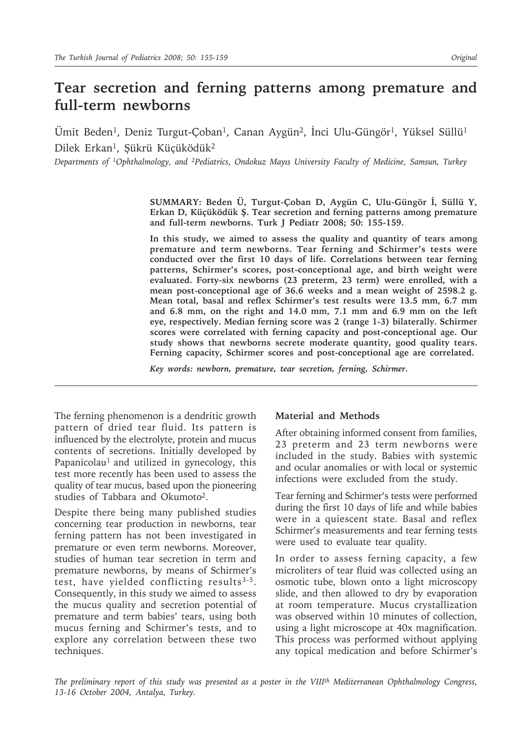Original

# Tear secretion and ferning patterns among premature and full-term newborns

Ümit Beden[1], Deniz Turgut-Çoban[1], Canan Aygün[2], İnci Ulu-Güngör[1], Yüksel Süllü[1] Dilek Erkan[1], Şükrü Küçüködük[2]

*Departments of [1]Ophthalmology, and [2]Pediatrics, Ondokuz Mayıs University Faculty of Medicine, Samsun, Turkey*

**SUMMARY: Beden Ü, Turgut-Çoban D, Aygün C, Ulu-Güngör İ, Süllü Y, Erkan D, Küçüködük Ş. Tear secretion and ferning patterns among premature and full-term newborns. Turk J Pediatr 2008; 50: 155-159.**

**In this study, we aimed to assess the quality and quantity of tears among premature and term newborns. Tear ferning and Schirmer's tests were conducted over the first 10 days of life. Correlations between tear ferning patterns, Schirmer's scores, post-conceptional age, and birth weight were evaluated. Forty-six newborns (23 preterm, 23 term) were enrolled, with a mean post-conceptional age of 36.6 weeks and a mean weight of 2598.2 g. Mean total, basal and reflex Schirmer's test results were 13.5 mm, 6.7 mm and 6.8 mm, on the right and 14.0 mm, 7.1 mm and 6.9 mm on the left eye, respectively. Median ferning score was 2 (range 1-3) bilaterally. Schirmer scores were correlated with ferning capacity and post-conceptional age. Our study shows that newborns secrete moderate quantity, good quality tears. Ferning capacity, Schirmer scores and post-conceptional age are correlated.**

***Key words: newborn, premature, tear secretion, ferning, Schirmer.***

The ferning phenomenon is a dendritic growth pattern of dried tear fluid. Its pattern is influenced by the electrolyte, protein and mucus contents of secretions. Initially developed by Papanicolau[1] and utilized in gynecology, this test more recently has been used to assess the quality of tear mucus, based upon the pioneering studies of Tabbara and Okumoto[2].

Despite there being many published studies concerning tear production in newborns, tear ferning pattern has not been investigated in premature or even term newborns. Moreover, studies of human tear secretion in term and premature newborns, by means of Schirmer's test, have yielded conflicting results[3-5]. Consequently, in this study we aimed to assess the mucus quality and secretion potential of premature and term babies' tears, using both mucus ferning and Schirmer's tests, and to explore any correlation between these two techniques.

## Material and Methods

After obtaining informed consent from families, 23 preterm and 23 term newborns were included in the study. Babies with systemic and ocular anomalies or with local or systemic infections were excluded from the study.

Tear ferning and Schirmer's tests were performed during the first 10 days of life and while babies were in a quiescent state. Basal and reflex Schirmer's measurements and tear ferning tests were used to evaluate tear quality.

In order to assess ferning capacity, a few microliters of tear fluid was collected using an osmotic tube, blown onto a light microscopy slide, and then allowed to dry by evaporation at room temperature. Mucus crystallization was observed within 10 minutes of collection, using a light microscope at 40x magnification. This process was performed without applying any topical medication and before Schirmer's

*The preliminary report of this study was presented as a poster in the VIII[th] Mediterranean Ophthalmology Congress, 13-16 October 2004, Antalya, Turkey.*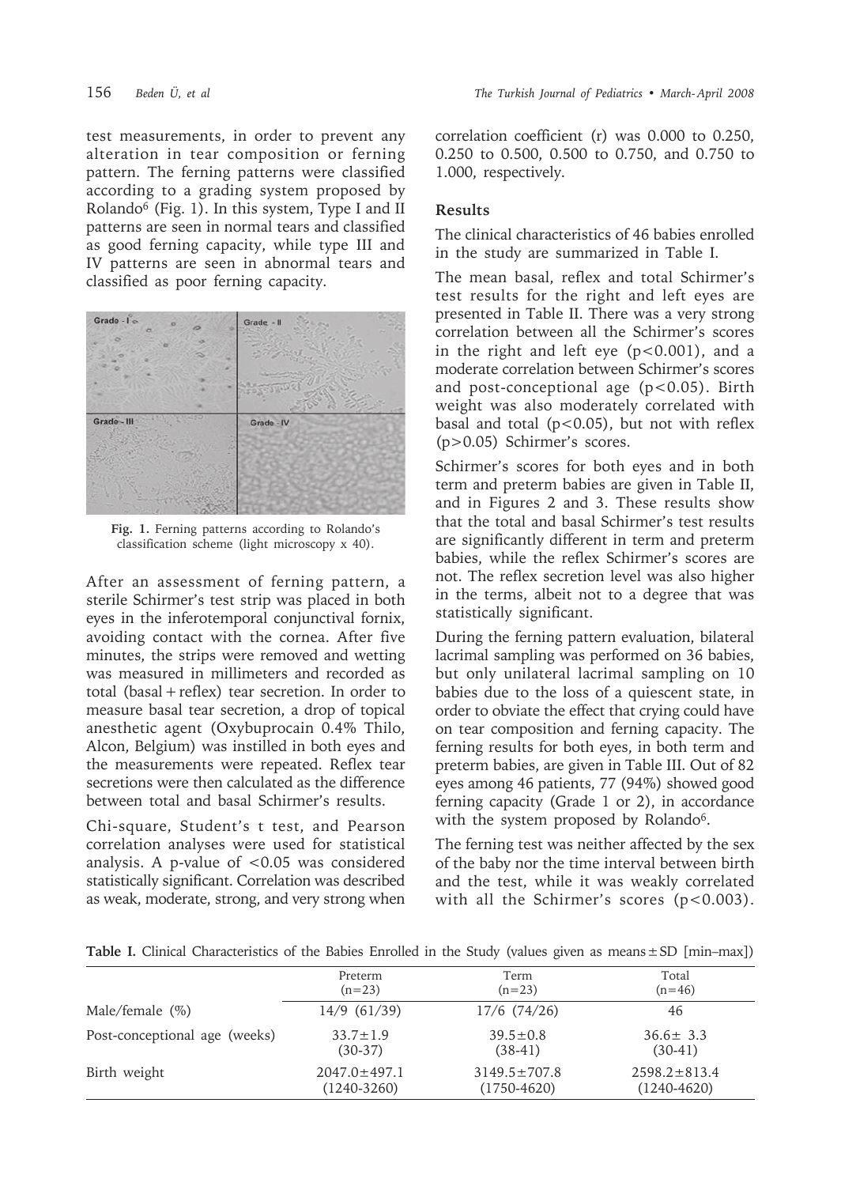test measurements, in order to prevent any alteration in tear composition or ferning pattern. The ferning patterns were classified according to a grading system proposed by Rolando[6] (Fig. 1). In this system, Type I and II patterns are seen in normal tears and classified as good ferning capacity, while type III and IV patterns are seen in abnormal tears and classified as poor ferning capacity.

**Fig. 1.** Ferning patterns according to Rolando's classification scheme (light microscopy x 40).

After an assessment of ferning pattern, a sterile Schirmer's test strip was placed in both eyes in the inferotemporal conjunctival fornix, avoiding contact with the cornea. After five minutes, the strips were removed and wetting was measured in millimeters and recorded as total (basal + reflex) tear secretion. In order to measure basal tear secretion, a drop of topical anesthetic agent (Oxybuprocain 0.4% Thilo, Alcon, Belgium) was instilled in both eyes and the measurements were repeated. Reflex tear secretions were then calculated as the difference between total and basal Schirmer's results.

Chi-square, Student's t test, and Pearson correlation analyses were used for statistical analysis. A p-value of $<0.05$ was considered statistically significant. Correlation was described as weak, moderate, strong, and very strong when correlation coefficient (r) was 0.000 to 0.250, 0.250 to 0.500, 0.500 to 0.750, and 0.750 to 1.000, respectively.

## Results

The clinical characteristics of 46 babies enrolled in the study are summarized in Table I.

The mean basal, reflex and total Schirmer's test results for the right and left eyes are presented in Table II. There was a very strong correlation between all the Schirmer's scores in the right and left eye ($p<0.001$), and a moderate correlation between Schirmer's scores and post-conceptional age ($p<0.05$). Birth weight was also moderately correlated with basal and total ($p<0.05$), but not with reflex ($p>0.05$) Schirmer's scores.

Schirmer's scores for both eyes and in both term and preterm babies are given in Table II, and in Figures 2 and 3. These results show that the total and basal Schirmer's test results are significantly different in term and preterm babies, while the reflex Schirmer's scores are not. The reflex secretion level was also higher in the terms, albeit not to a degree that was statistically significant.

During the ferning pattern evaluation, bilateral lacrimal sampling was performed on 36 babies, but only unilateral lacrimal sampling on 10 babies due to the loss of a quiescent state, in order to obviate the effect that crying could have on tear composition and ferning capacity. The ferning results for both eyes, in both term and preterm babies, are given in Table III. Out of 82 eyes among 46 patients, 77 (94%) showed good ferning capacity (Grade 1 or 2), in accordance with the system proposed by Rolando[6].

The ferning test was neither affected by the sex of the baby nor the time interval between birth and the test, while it was weakly correlated with all the Schirmer's scores ($p<0.003$).

**Table I.** Clinical Characteristics of the Babies Enrolled in the Study (values given as means ± SD [min–max])

| | Preterm (n=23) | Term (n=23) | Total (n=46) |
|---|---|---|---|
| Male/female (%) | 14/9 (61/39) | 17/6 (74/26) | 46 |
| Post-conceptional age (weeks) | 33.7±1.9 (30-37) | 39.5±0.8 (38-41) | 36.6± 3.3 (30-41) |
| Birth weight | 2047.0±497.1 (1240-3260) | 3149.5±707.8 (1750-4620) | 2598.2±813.4 (1240-4620) |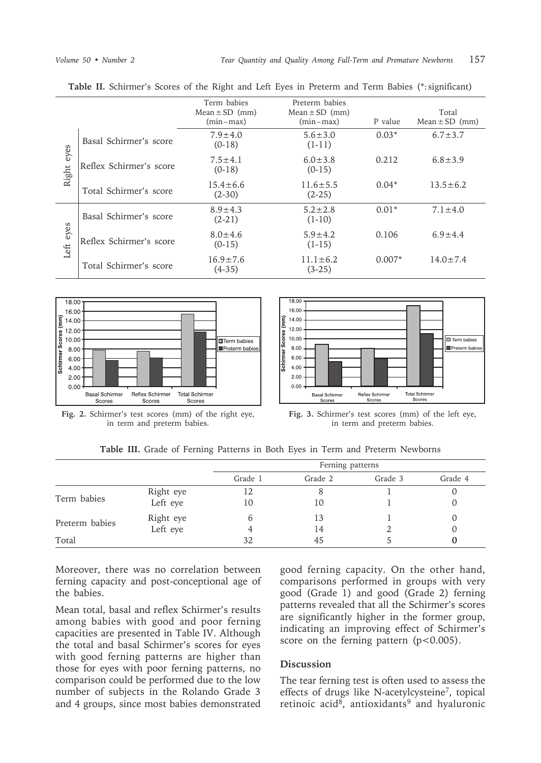**Table II.** Schirmer's Scores of the Right and Left Eyes in Preterm and Term Babies (*: significant)

| | | Term babies Mean ± SD (mm) (min–max) | Preterm babies Mean ± SD (mm) (min–max) | P value | Total Mean ± SD (mm) |
|---|---|---|---|---|---|
| Right eyes | Basal Schirmer's score | 7.9±4.0 (0-18) | 5.6±3.0 (1-11) | 0.03* | 6.7±3.7 |
| | Reflex Schirmer's score | 7.5±4.1 (0-18) | 6.0±3.8 (0-15) | 0.212 | 6.8±3.9 |
| | Total Schirmer's score | 15.4±6.6 (2-30) | 11.6±5.5 (2-25) | 0.04* | 13.5±6.2 |
| Left eyes | Basal Schirmer's score | 8.9±4.3 (2-21) | 5.2±2.8 (1-10) | 0.01* | 7.1±4.0 |
| | Reflex Schirmer's score | 8.0±4.6 (0-15) | 5.9±4.2 (1-15) | 0.106 | 6.9±4.4 |
| | Total Schirmer's score | 16.9±7.6 (4-35) | 11.1±6.2 (3-25) | 0.007* | 14.0±7.4 |

**Fig. 2.** Schirmer's test scores (mm) of the right eye, in term and preterm babies.

**Fig. 3.** Schirmer's test scores (mm) of the left eye, in term and preterm babies.

**Table III.** Grade of Ferning Patterns in Both Eyes in Term and Preterm Newborns

| | | Ferning patterns | | | |
|---|---|---|---|---|---|
| | | Grade 1 | Grade 2 | Grade 3 | Grade 4 |
| Term babies | Right eye | 12 | 8 | 1 | 0 |
| | Left eye | 10 | 10 | 1 | 0 |
| Preterm babies | Right eye | 6 | 13 | 1 | 0 |
| | Left eye | 4 | 14 | 2 | 0 |
| Total | | 32 | 45 | 5 | **0** |

Moreover, there was no correlation between ferning capacity and post-conceptional age of the babies.

Mean total, basal and reflex Schirmer's results among babies with good and poor ferning capacities are presented in Table IV. Although the total and basal Schirmer's scores for eyes with good ferning patterns are higher than those for eyes with poor ferning patterns, no comparison could be performed due to the low number of subjects in the Rolando Grade 3 and 4 groups, since most babies demonstrated good ferning capacity. On the other hand, comparisons performed in groups with very good (Grade 1) and good (Grade 2) ferning patterns revealed that all the Schirmer's scores are significantly higher in the former group, indicating an improving effect of Schirmer's score on the ferning pattern ($p<0.005$).

## Discussion

The tear ferning test is often used to assess the effects of drugs like N-acetylcysteine[7], topical retinoic acid[8], antioxidants[9] and hyaluronic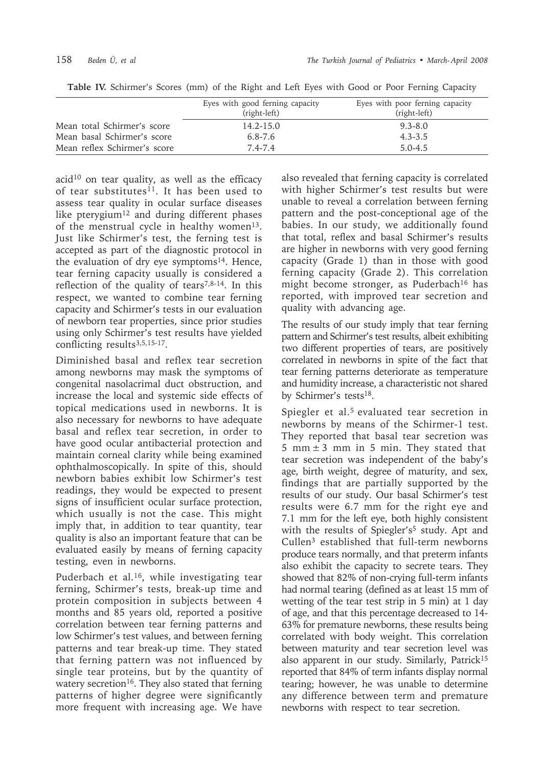**Table IV.** Schirmer's Scores (mm) of the Right and Left Eyes with Good or Poor Ferning Capacity

| | Eyes with good ferning capacity (right-left) | Eyes with poor ferning capacity (right-left) |
|---|---|---|
| Mean total Schirmer's score | 14.2-15.0 | 9.3-8.0 |
| Mean basal Schirmer's score | 6.8-7.6 | 4.3-3.5 |
| Mean reflex Schirmer's score | 7.4-7.4 | 5.0-4.5 |

acid[10] on tear quality, as well as the efficacy of tear substitutes[11]. It has been used to assess tear quality in ocular surface diseases like pterygium[12] and during different phases of the menstrual cycle in healthy women[13]. Just like Schirmer's test, the ferning test is accepted as part of the diagnostic protocol in the evaluation of dry eye symptoms[14]. Hence, tear ferning capacity usually is considered a reflection of the quality of tears[7,8-14]. In this respect, we wanted to combine tear ferning capacity and Schirmer's tests in our evaluation of newborn tear properties, since prior studies using only Schirmer's test results have yielded conflicting results[3,5,15-17].

Diminished basal and reflex tear secretion among newborns may mask the symptoms of congenital nasolacrimal duct obstruction, and increase the local and systemic side effects of topical medications used in newborns. It is also necessary for newborns to have adequate basal and reflex tear secretion, in order to have good ocular antibacterial protection and maintain corneal clarity while being examined ophthalmoscopically. In spite of this, should newborn babies exhibit low Schirmer's test readings, they would be expected to present signs of insufficient ocular surface protection, which usually is not the case. This might imply that, in addition to tear quantity, tear quality is also an important feature that can be evaluated easily by means of ferning capacity testing, even in newborns.

Puderbach et al.[16], while investigating tear ferning, Schirmer's tests, break-up time and protein composition in subjects between 4 months and 85 years old, reported a positive correlation between tear ferning patterns and low Schirmer's test values, and between ferning patterns and tear break-up time. They stated that ferning pattern was not influenced by single tear proteins, but by the quantity of watery secretion[16]. They also stated that ferning patterns of higher degree were significantly more frequent with increasing age. We have also revealed that ferning capacity is correlated with higher Schirmer's test results but were unable to reveal a correlation between ferning pattern and the post-conceptional age of the babies. In our study, we additionally found that total, reflex and basal Schirmer's results are higher in newborns with very good ferning capacity (Grade 1) than in those with good ferning capacity (Grade 2). This correlation might become stronger, as Puderbach[16] has reported, with improved tear secretion and quality with advancing age.

The results of our study imply that tear ferning pattern and Schirmer's test results, albeit exhibiting two different properties of tears, are positively correlated in newborns in spite of the fact that tear ferning patterns deteriorate as temperature and humidity increase, a characteristic not shared by Schirmer's tests[18].

Spiegler et al.[5] evaluated tear secretion in newborns by means of the Schirmer-1 test. They reported that basal tear secretion was 5 mm ± 3 mm in 5 min. They stated that tear secretion was independent of the baby's age, birth weight, degree of maturity, and sex, findings that are partially supported by the results of our study. Our basal Schirmer's test results were 6.7 mm for the right eye and 7.1 mm for the left eye, both highly consistent with the results of Spiegler's[5] study. Apt and Cullen[3] established that full-term newborns produce tears normally, and that preterm infants also exhibit the capacity to secrete tears. They showed that 82% of non-crying full-term infants had normal tearing (defined as at least 15 mm of wetting of the tear test strip in 5 min) at 1 day of age, and that this percentage decreased to 14-63% for premature newborns, these results being correlated with body weight. This correlation between maturity and tear secretion level was also apparent in our study. Similarly, Patrick[15] reported that 84% of term infants display normal tearing; however, he was unable to determine any difference between term and premature newborns with respect to tear secretion.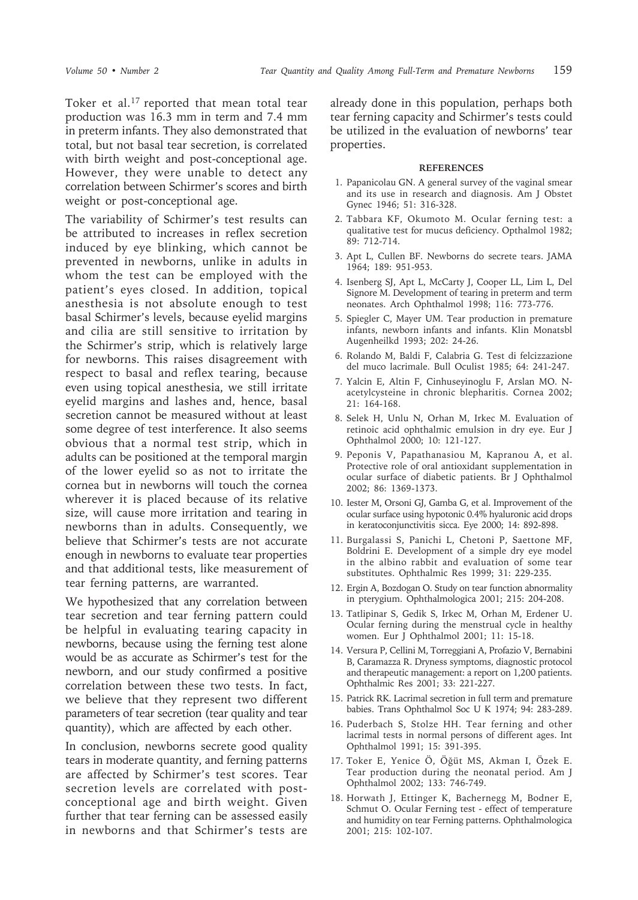Toker et al.[17] reported that mean total tear production was 16.3 mm in term and 7.4 mm in preterm infants. They also demonstrated that total, but not basal tear secretion, is correlated with birth weight and post-conceptional age. However, they were unable to detect any correlation between Schirmer's scores and birth weight or post-conceptional age.

The variability of Schirmer's test results can be attributed to increases in reflex secretion induced by eye blinking, which cannot be prevented in newborns, unlike in adults in whom the test can be employed with the patient's eyes closed. In addition, topical anesthesia is not absolute enough to test basal Schirmer's levels, because eyelid margins and cilia are still sensitive to irritation by the Schirmer's strip, which is relatively large for newborns. This raises disagreement with respect to basal and reflex tearing, because even using topical anesthesia, we still irritate eyelid margins and lashes and, hence, basal secretion cannot be measured without at least some degree of test interference. It also seems obvious that a normal test strip, which in adults can be positioned at the temporal margin of the lower eyelid so as not to irritate the cornea but in newborns will touch the cornea wherever it is placed because of its relative size, will cause more irritation and tearing in newborns than in adults. Consequently, we believe that Schirmer's tests are not accurate enough in newborns to evaluate tear properties and that additional tests, like measurement of tear ferning patterns, are warranted.

We hypothesized that any correlation between tear secretion and tear ferning pattern could be helpful in evaluating tearing capacity in newborns, because using the ferning test alone would be as accurate as Schirmer's test for the newborn, and our study confirmed a positive correlation between these two tests. In fact, we believe that they represent two different parameters of tear secretion (tear quality and tear quantity), which are affected by each other.

In conclusion, newborns secrete good quality tears in moderate quantity, and ferning patterns are affected by Schirmer's test scores. Tear secretion levels are correlated with post-conceptional age and birth weight. Given further that tear ferning can be assessed easily in newborns and that Schirmer's tests are already done in this population, perhaps both tear ferning capacity and Schirmer's tests could be utilized in the evaluation of newborns' tear properties.

## REFERENCES

1. Papanicolau GN. A general survey of the vaginal smear and its use in research and diagnosis. Am J Obstet Gynec 1946; 51: 316-328.
2. Tabbara KF, Okumoto M. Ocular ferning test: a qualitative test for mucus deficiency. Opthalmol 1982; 89: 712-714.
3. Apt L, Cullen BF. Newborns do secrete tears. JAMA 1964; 189: 951-953.
4. Isenberg SJ, Apt L, McCarty J, Cooper LL, Lim L, Del Signore M. Development of tearing in preterm and term neonates. Arch Ophthalmol 1998; 116: 773-776.
5. Spiegler C, Mayer UM. Tear production in premature infants, newborn infants and infants. Klin Monatsbl Augenheilkd 1993; 202: 24-26.
6. Rolando M, Baldi F, Calabria G. Test di felcizzazione del muco lacrimale. Bull Oculist 1985; 64: 241-247.
7. Yalcin E, Altin F, Cinhuseyinoglu F, Arslan MO. N-acetylcysteine in chronic blepharitis. Cornea 2002; 21: 164-168.
8. Selek H, Unlu N, Orhan M, Irkec M. Evaluation of retinoic acid ophthalmic emulsion in dry eye. Eur J Ophthalmol 2000; 10: 121-127.
9. Peponis V, Papathanasiou M, Kapranou A, et al. Protective role of oral antioxidant supplementation in ocular surface of diabetic patients. Br J Ophthalmol 2002; 86: 1369-1373.
10. Iester M, Orsoni GJ, Gamba G, et al. Improvement of the ocular surface using hypotonic 0.4% hyaluronic acid drops in keratoconjunctivitis sicca. Eye 2000; 14: 892-898.
11. Burgalassi S, Panichi L, Chetoni P, Saettone MF, Boldrini E. Development of a simple dry eye model in the albino rabbit and evaluation of some tear substitutes. Ophthalmic Res 1999; 31: 229-235.
12. Ergin A, Bozdogan O. Study on tear function abnormality in pterygium. Ophthalmologica 2001; 215: 204-208.
13. Tatlipinar S, Gedik S, Irkec M, Orhan M, Erdener U. Ocular ferning during the menstrual cycle in healthy women. Eur J Ophthalmol 2001; 11: 15-18.
14. Versura P, Cellini M, Torreggiani A, Profazio V, Bernabini B, Caramazza R. Dryness symptoms, diagnostic protocol and therapeutic management: a report on 1,200 patients. Ophthalmic Res 2001; 33: 221-227.
15. Patrick RK. Lacrimal secretion in full term and premature babies. Trans Ophthalmol Soc U K 1974; 94: 283-289.
16. Puderbach S, Stolze HH. Tear ferning and other lacrimal tests in normal persons of different ages. Int Ophthalmol 1991; 15: 391-395.
17. Toker E, Yenice Ö, Öğüt MS, Akman I, Özek E. Tear production during the neonatal period. Am J Ophthalmol 2002; 133: 746-749.
18. Horwath J, Ettinger K, Bachernegg M, Bodner E, Schmut O. Ocular Ferning test - effect of temperature and humidity on tear Ferning patterns. Ophthalmologica 2001; 215: 102-107.